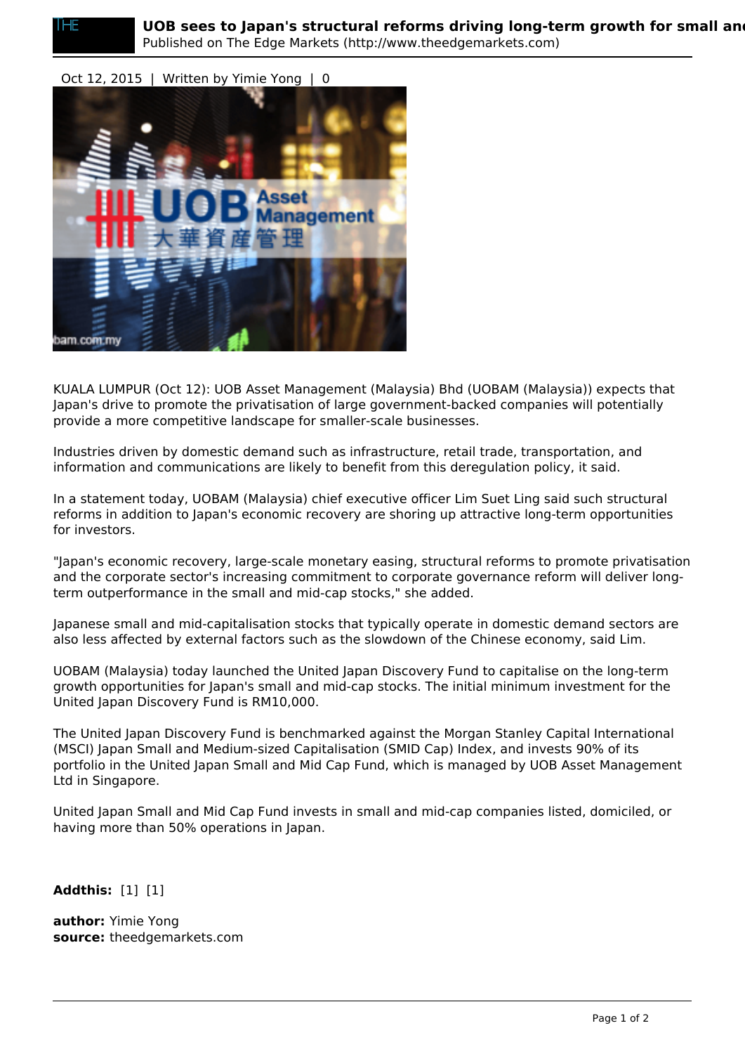# UOB sees to Japan's structural reforms driving long-term growth for small and

Published on The Edge Markets (http://www.theedgemarkets.com)

Oct 12, 2015 | Written by Yimie Yong | 0

KUALA LUMPUR (Oct 12): UOB Asset Management (Malaysia) Bhd (UOBAM (Malaysia)) expects that Japan's drive to promote the privatisation of large government-backed companies will potentially provide a more competitive landscape for smaller-scale businesses.

Industries driven by domestic demand such as infrastructure, retail trade, transportation, and information and communications are likely to benefit from this deregulation policy, it said.

In a statement today, UOBAM (Malaysia) chief executive officer Lim Suet Ling said such structural reforms in addition to Japan's economic recovery are shoring up attractive long-term opportunities for investors.

"Japan's economic recovery, large-scale monetary easing, structural reforms to promote privatisation and the corporate sector's increasing commitment to corporate governance reform will deliver long-term outperformance in the small and mid-cap stocks," she added.

Japanese small and mid-capitalisation stocks that typically operate in domestic demand sectors are also less affected by external factors such as the slowdown of the Chinese economy, said Lim.

UOBAM (Malaysia) today launched the United Japan Discovery Fund to capitalise on the long-term growth opportunities for Japan's small and mid-cap stocks. The initial minimum investment for the United Japan Discovery Fund is RM10,000.

The United Japan Discovery Fund is benchmarked against the Morgan Stanley Capital International (MSCI) Japan Small and Medium-sized Capitalisation (SMID Cap) Index, and invests 90% of its portfolio in the United Japan Small and Mid Cap Fund, which is managed by UOB Asset Management Ltd in Singapore.

United Japan Small and Mid Cap Fund invests in small and mid-cap companies listed, domiciled, or having more than 50% operations in Japan.

**Addthis:** [1] [1]

**author:** Yimie Yong
**source:** theedgemarkets.com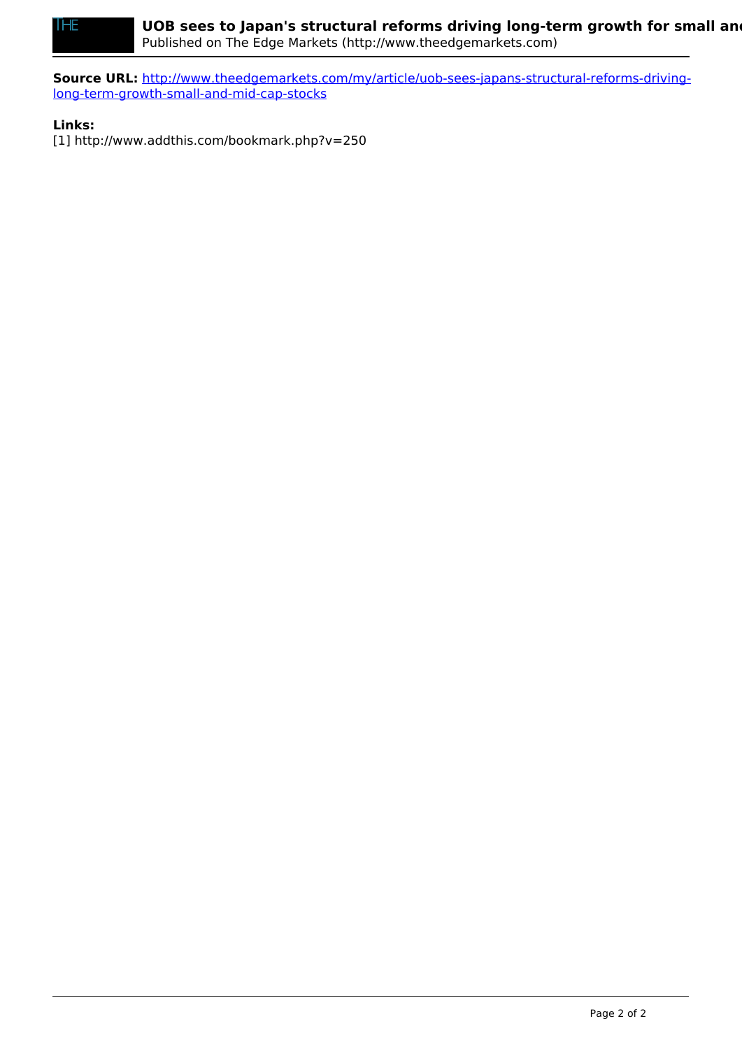**Source URL:** http://www.theedgemarkets.com/my/article/uob-sees-japans-structural-reforms-driving-long-term-growth-small-and-mid-cap-stocks

**Links:**
[1] http://www.addthis.com/bookmark.php?v=250